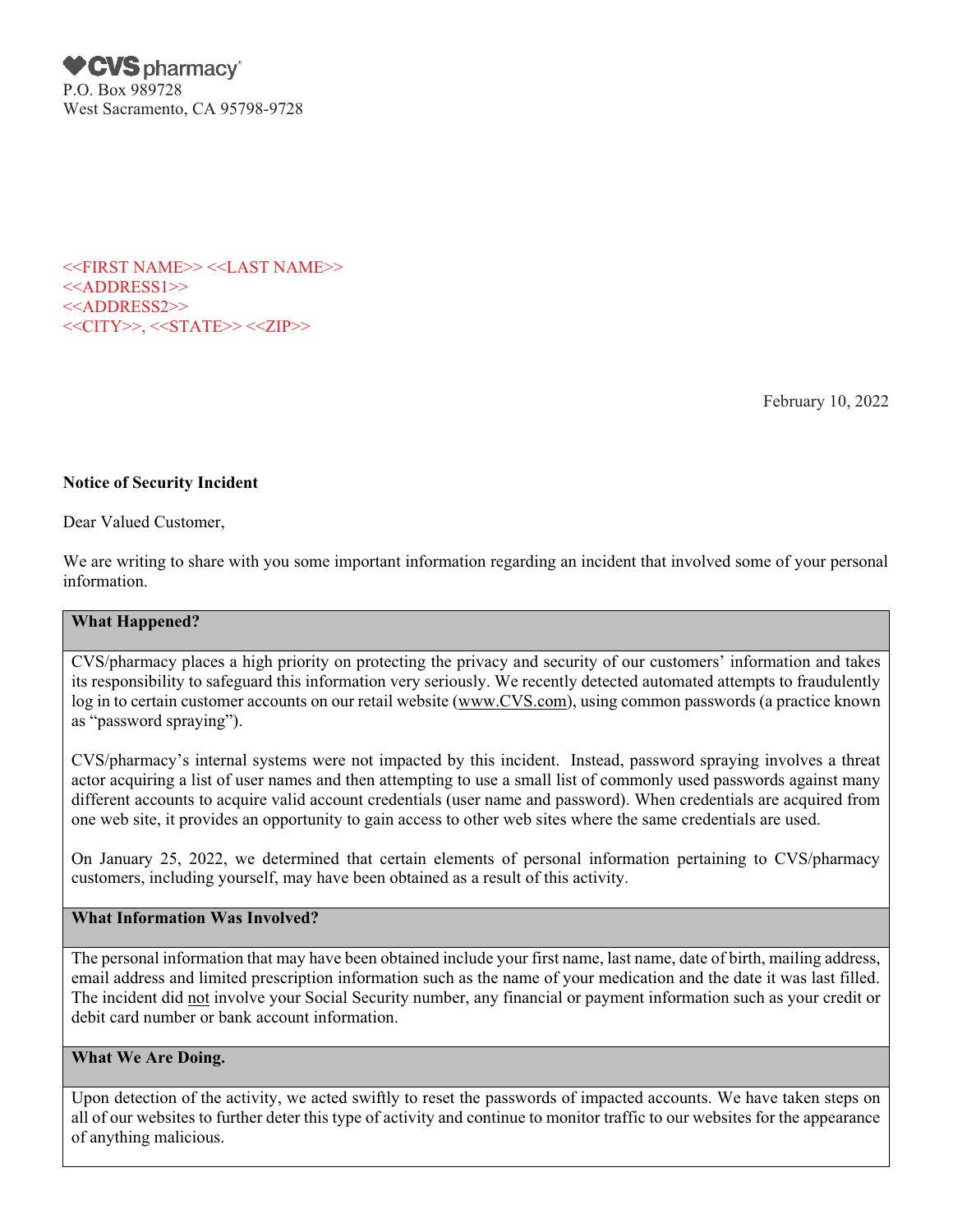CVS pharmacy
P.O. Box 989728
West Sacramento, CA 95798-9728

<<FIRST NAME>> <<LAST NAME>>
<<ADDRESS1>>
<<ADDRESS2>>
<<CITY>>, <<STATE>> <<ZIP>>

February 10, 2022

**Notice of Security Incident**

Dear Valued Customer,

We are writing to share with you some important information regarding an incident that involved some of your personal information.

**What Happened?**

CVS/pharmacy places a high priority on protecting the privacy and security of our customers' information and takes its responsibility to safeguard this information very seriously. We recently detected automated attempts to fraudulently log in to certain customer accounts on our retail website (www.CVS.com), using common passwords (a practice known as "password spraying").

CVS/pharmacy's internal systems were not impacted by this incident. Instead, password spraying involves a threat actor acquiring a list of user names and then attempting to use a small list of commonly used passwords against many different accounts to acquire valid account credentials (user name and password). When credentials are acquired from one web site, it provides an opportunity to gain access to other web sites where the same credentials are used.

On January 25, 2022, we determined that certain elements of personal information pertaining to CVS/pharmacy customers, including yourself, may have been obtained as a result of this activity.

**What Information Was Involved?**

The personal information that may have been obtained include your first name, last name, date of birth, mailing address, email address and limited prescription information such as the name of your medication and the date it was last filled. The incident did not involve your Social Security number, any financial or payment information such as your credit or debit card number or bank account information.

**What We Are Doing.**

Upon detection of the activity, we acted swiftly to reset the passwords of impacted accounts. We have taken steps on all of our websites to further deter this type of activity and continue to monitor traffic to our websites for the appearance of anything malicious.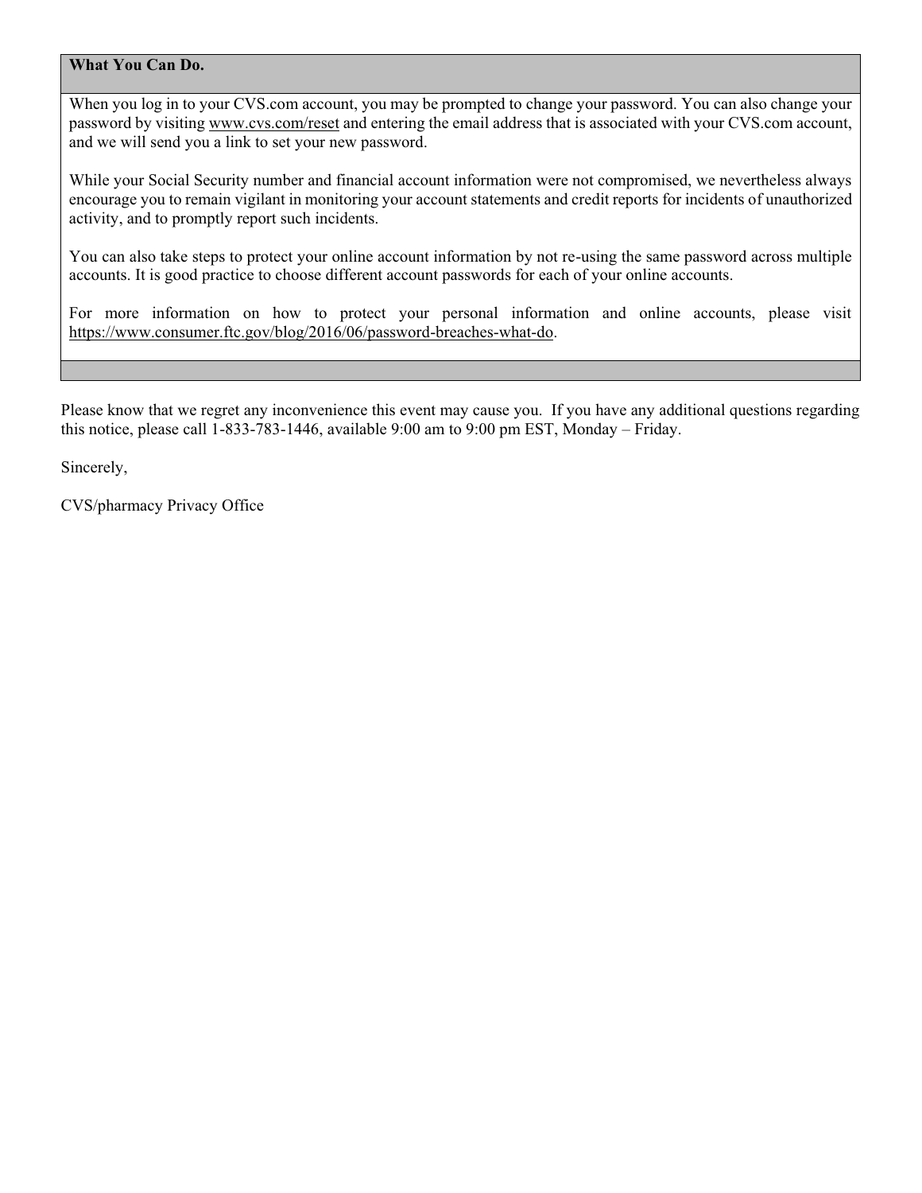**What You Can Do.**

When you log in to your CVS.com account, you may be prompted to change your password. You can also change your password by visiting www.cvs.com/reset and entering the email address that is associated with your CVS.com account, and we will send you a link to set your new password.

While your Social Security number and financial account information were not compromised, we nevertheless always encourage you to remain vigilant in monitoring your account statements and credit reports for incidents of unauthorized activity, and to promptly report such incidents.

You can also take steps to protect your online account information by not re-using the same password across multiple accounts. It is good practice to choose different account passwords for each of your online accounts.

For more information on how to protect your personal information and online accounts, please visit https://www.consumer.ftc.gov/blog/2016/06/password-breaches-what-do.

Please know that we regret any inconvenience this event may cause you. If you have any additional questions regarding this notice, please call 1-833-783-1446, available 9:00 am to 9:00 pm EST, Monday – Friday.

Sincerely,

CVS/pharmacy Privacy Office